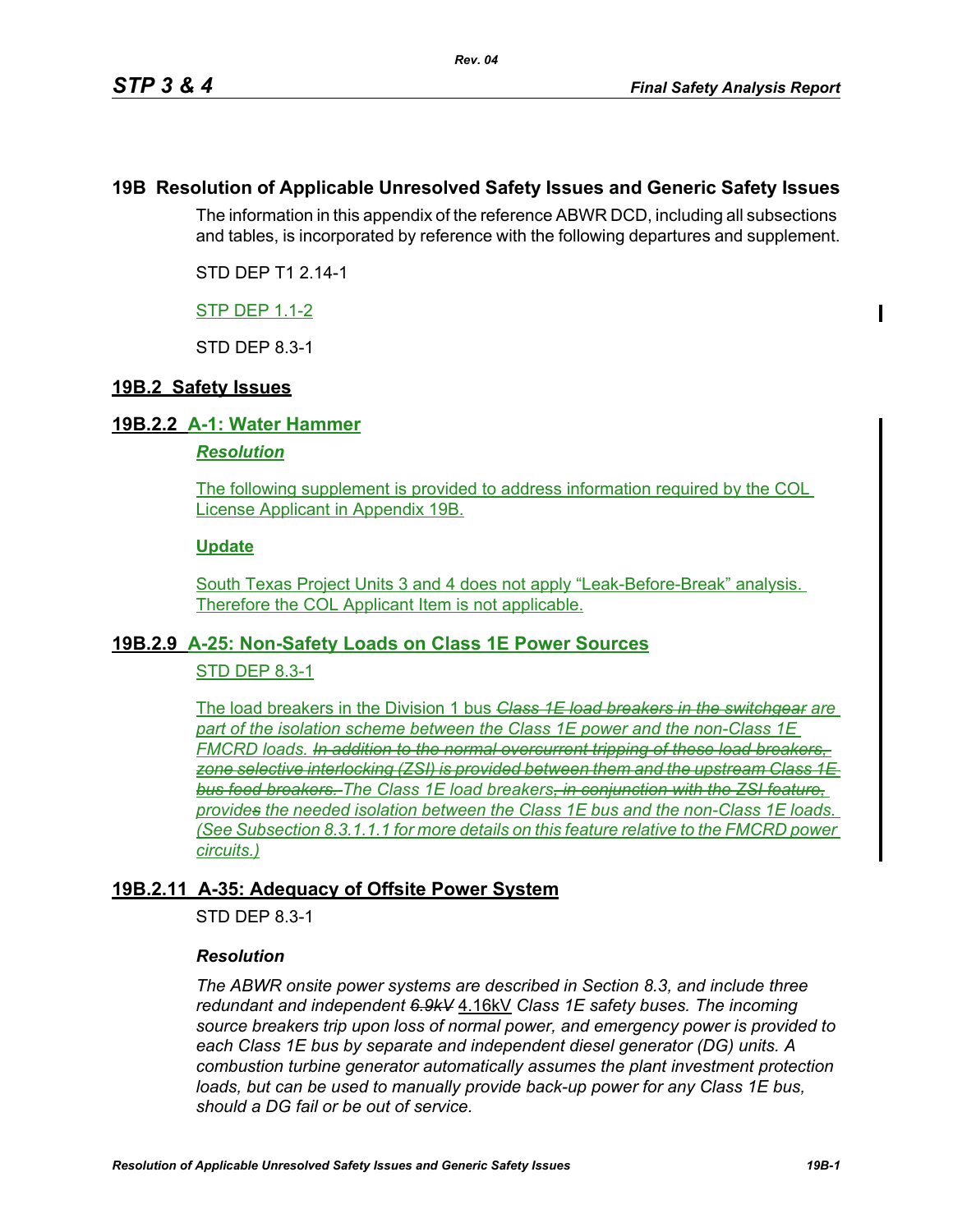# 19B Resolution of Applicable Unresolved Safety Issues and Generic Safety Issues

The information in this appendix of the reference ABWR DCD, including all subsections and tables, is incorporated by reference with the following departures and supplement.

STD DEP T1 2.14-1

STP DEP 1.1-2

STD DEP 8.3-1

## 19B.2 Safety Issues

### 19B.2.2 A-1: Water Hammer

***Resolution***

The following supplement is provided to address information required by the COL License Applicant in Appendix 19B.

**Update**

South Texas Project Units 3 and 4 does not apply "Leak-Before-Break" analysis. Therefore the COL Applicant Item is not applicable.

### 19B.2.9 A-25: Non-Safety Loads on Class 1E Power Sources

STD DEP 8.3-1

The load breakers in the Division 1 bus ~~*Class 1E load breakers in the switchgear*~~ *are part of the isolation scheme between the Class 1E power and the non-Class 1E FMCRD loads.* ~~*In addition to the normal overcurrent tripping of these load breakers, zone selective interlocking (ZSI) is provided between them and the upstream Class 1E bus feed breakers.*~~ *The Class 1E load breakers*~~*, in conjunction with the ZSI feature,*~~ *provide*~~*s*~~ *the needed isolation between the Class 1E bus and the non-Class 1E loads. (See Subsection 8.3.1.1.1 for more details on this feature relative to the FMCRD power circuits.)*

### 19B.2.11 A-35: Adequacy of Offsite Power System

STD DEP 8.3-1

***Resolution***

*The ABWR onsite power systems are described in Section 8.3, and include three redundant and independent* ~~*6.9kV*~~ 4.16kV *Class 1E safety buses. The incoming source breakers trip upon loss of normal power, and emergency power is provided to each Class 1E bus by separate and independent diesel generator (DG) units. A combustion turbine generator automatically assumes the plant investment protection loads, but can be used to manually provide back-up power for any Class 1E bus, should a DG fail or be out of service.*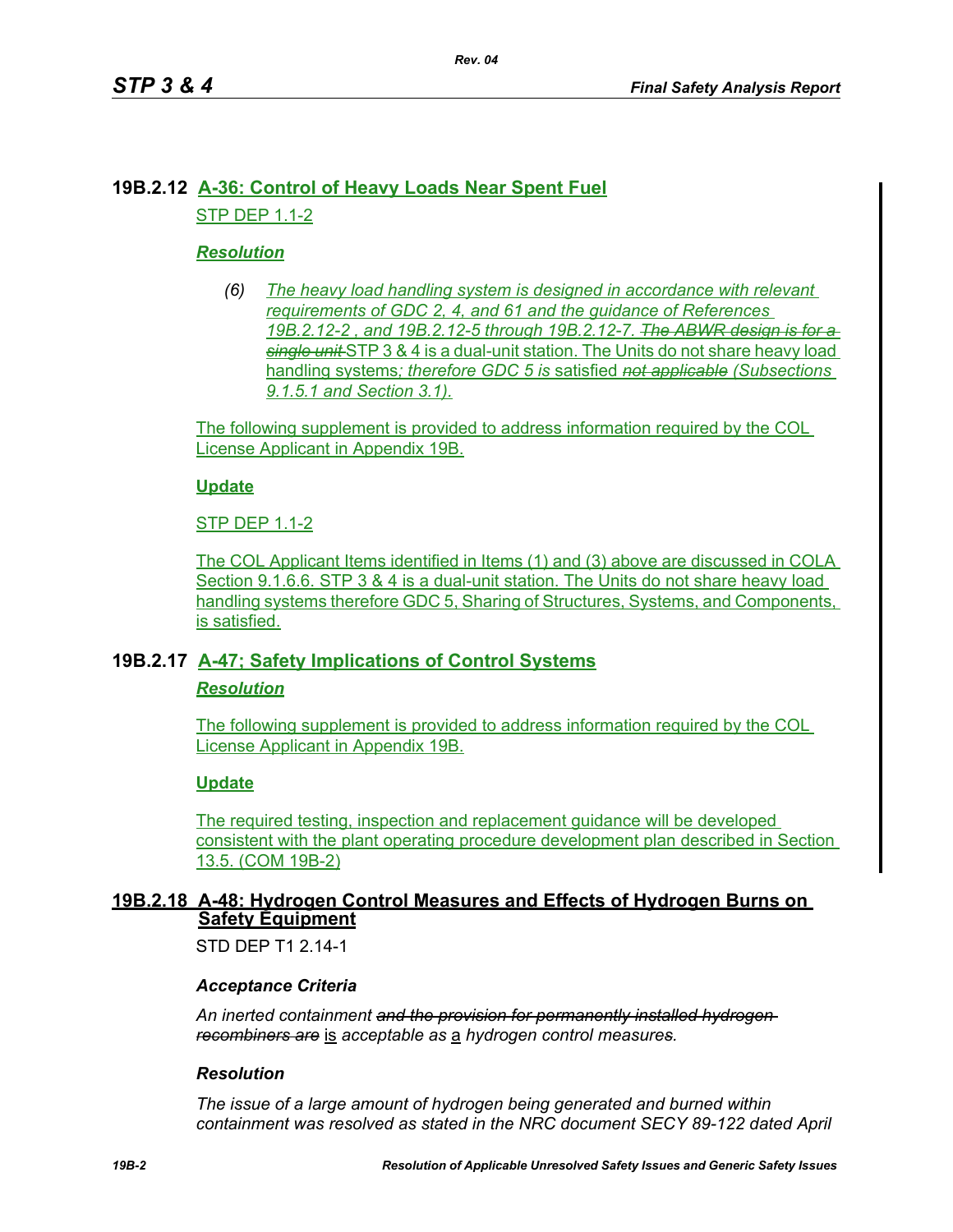## 19B.2.12 A-36: Control of Heavy Loads Near Spent Fuel

STP DEP 1.1-2

***Resolution***

*(6) The heavy load handling system is designed in accordance with relevant requirements of GDC 2, 4, and 61 and the guidance of References 19B.2.12-2 , and 19B.2.12-5 through 19B.2.12-7. ~~The ABWR design is for a single unit~~* STP 3 & 4 is a dual-unit station. The Units do not share heavy load handling systems*; therefore GDC 5 is* satisfied *~~not applicable~~ (Subsections 9.1.5.1 and Section 3.1).*

The following supplement is provided to address information required by the COL License Applicant in Appendix 19B.

**Update**

STP DEP 1.1-2

The COL Applicant Items identified in Items (1) and (3) above are discussed in COLA Section 9.1.6.6. STP 3 & 4 is a dual-unit station. The Units do not share heavy load handling systems therefore GDC 5, Sharing of Structures, Systems, and Components, is satisfied.

## 19B.2.17 A-47; Safety Implications of Control Systems

***Resolution***

The following supplement is provided to address information required by the COL License Applicant in Appendix 19B.

**Update**

The required testing, inspection and replacement guidance will be developed consistent with the plant operating procedure development plan described in Section 13.5. (COM 19B-2)

## 19B.2.18 A-48: Hydrogen Control Measures and Effects of Hydrogen Burns on Safety Equipment

STD DEP T1 2.14-1

***Acceptance Criteria***

*An inerted containment ~~and the provision for permanently installed hydrogen recombiners are~~* is *acceptable as* a *hydrogen control measures.*

***Resolution***

*The issue of a large amount of hydrogen being generated and burned within containment was resolved as stated in the NRC document SECY 89-122 dated April*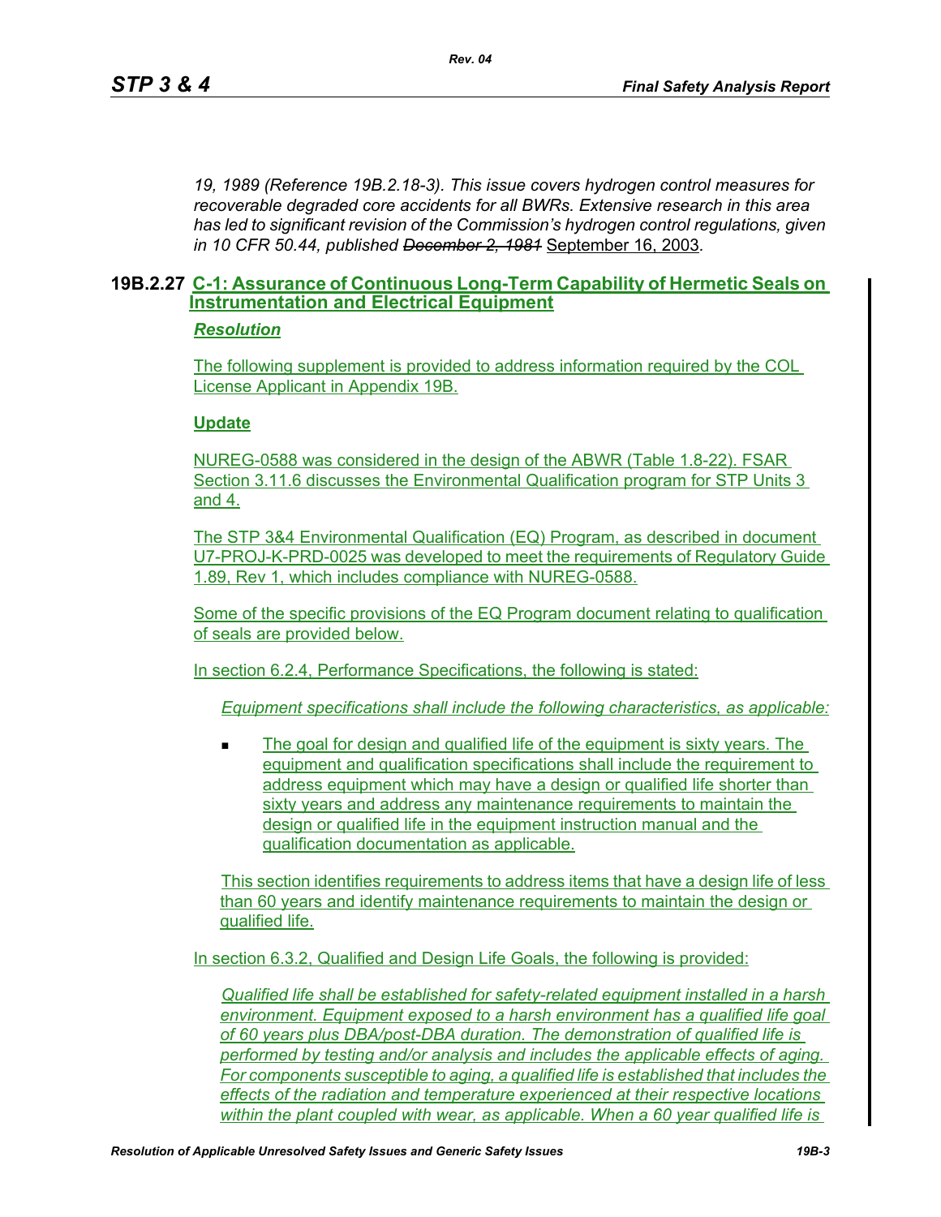*19, 1989 (Reference 19B.2.18-3). This issue covers hydrogen control measures for recoverable degraded core accidents for all BWRs. Extensive research in this area has led to significant revision of the Commission's hydrogen control regulations, given in 10 CFR 50.44, published ~~December 2, 1981~~* September 16, 2003.

## 19B.2.27 C-1: Assurance of Continuous Long-Term Capability of Hermetic Seals on Instrumentation and Electrical Equipment

***Resolution***

The following supplement is provided to address information required by the COL License Applicant in Appendix 19B.

**Update**

NUREG-0588 was considered in the design of the ABWR (Table 1.8-22). FSAR Section 3.11.6 discusses the Environmental Qualification program for STP Units 3 and 4.

The STP 3&4 Environmental Qualification (EQ) Program, as described in document U7-PROJ-K-PRD-0025 was developed to meet the requirements of Regulatory Guide 1.89, Rev 1, which includes compliance with NUREG-0588.

Some of the specific provisions of the EQ Program document relating to qualification of seals are provided below.

In section 6.2.4, Performance Specifications, the following is stated:

> *Equipment specifications shall include the following characteristics, as applicable:*
>
> - The goal for design and qualified life of the equipment is sixty years. The equipment and qualification specifications shall include the requirement to address equipment which may have a design or qualified life shorter than sixty years and address any maintenance requirements to maintain the design or qualified life in the equipment instruction manual and the qualification documentation as applicable.
>
> This section identifies requirements to address items that have a design life of less than 60 years and identify maintenance requirements to maintain the design or qualified life.

In section 6.3.2, Qualified and Design Life Goals, the following is provided:

> *Qualified life shall be established for safety-related equipment installed in a harsh environment. Equipment exposed to a harsh environment has a qualified life goal of 60 years plus DBA/post-DBA duration. The demonstration of qualified life is performed by testing and/or analysis and includes the applicable effects of aging. For components susceptible to aging, a qualified life is established that includes the effects of the radiation and temperature experienced at their respective locations within the plant coupled with wear, as applicable. When a 60 year qualified life is*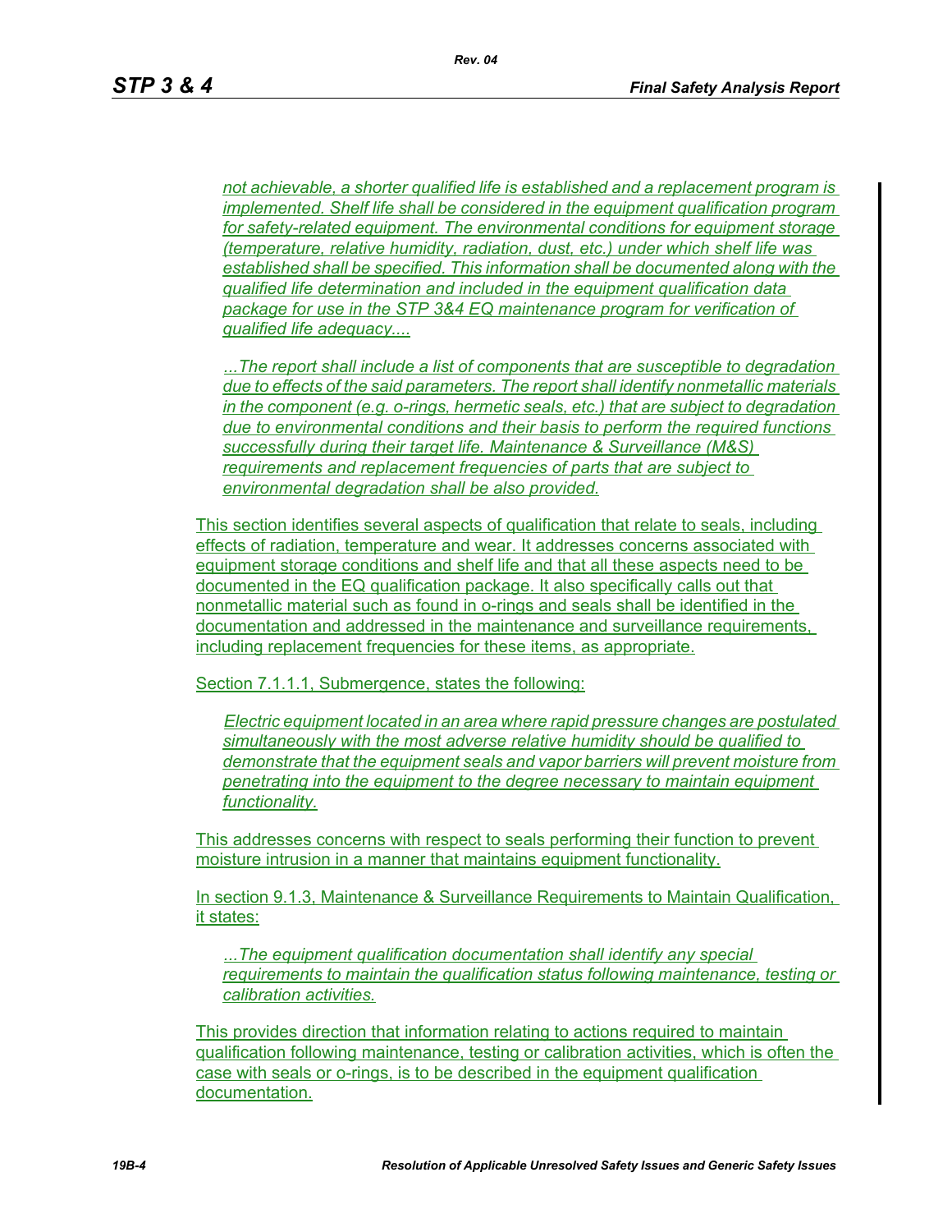*not achievable, a shorter qualified life is established and a replacement program is implemented. Shelf life shall be considered in the equipment qualification program for safety-related equipment. The environmental conditions for equipment storage (temperature, relative humidity, radiation, dust, etc.) under which shelf life was established shall be specified. This information shall be documented along with the qualified life determination and included in the equipment qualification data package for use in the STP 3&4 EQ maintenance program for verification of qualified life adequacy....*

*...The report shall include a list of components that are susceptible to degradation due to effects of the said parameters. The report shall identify nonmetallic materials in the component (e.g. o-rings, hermetic seals, etc.) that are subject to degradation due to environmental conditions and their basis to perform the required functions successfully during their target life. Maintenance & Surveillance (M&S) requirements and replacement frequencies of parts that are subject to environmental degradation shall be also provided.*

This section identifies several aspects of qualification that relate to seals, including effects of radiation, temperature and wear. It addresses concerns associated with equipment storage conditions and shelf life and that all these aspects need to be documented in the EQ qualification package. It also specifically calls out that nonmetallic material such as found in o-rings and seals shall be identified in the documentation and addressed in the maintenance and surveillance requirements, including replacement frequencies for these items, as appropriate.

Section 7.1.1.1, Submergence, states the following:

*Electric equipment located in an area where rapid pressure changes are postulated simultaneously with the most adverse relative humidity should be qualified to demonstrate that the equipment seals and vapor barriers will prevent moisture from penetrating into the equipment to the degree necessary to maintain equipment functionality.*

This addresses concerns with respect to seals performing their function to prevent moisture intrusion in a manner that maintains equipment functionality.

In section 9.1.3, Maintenance & Surveillance Requirements to Maintain Qualification, it states:

*...The equipment qualification documentation shall identify any special requirements to maintain the qualification status following maintenance, testing or calibration activities.*

This provides direction that information relating to actions required to maintain qualification following maintenance, testing or calibration activities, which is often the case with seals or o-rings, is to be described in the equipment qualification documentation.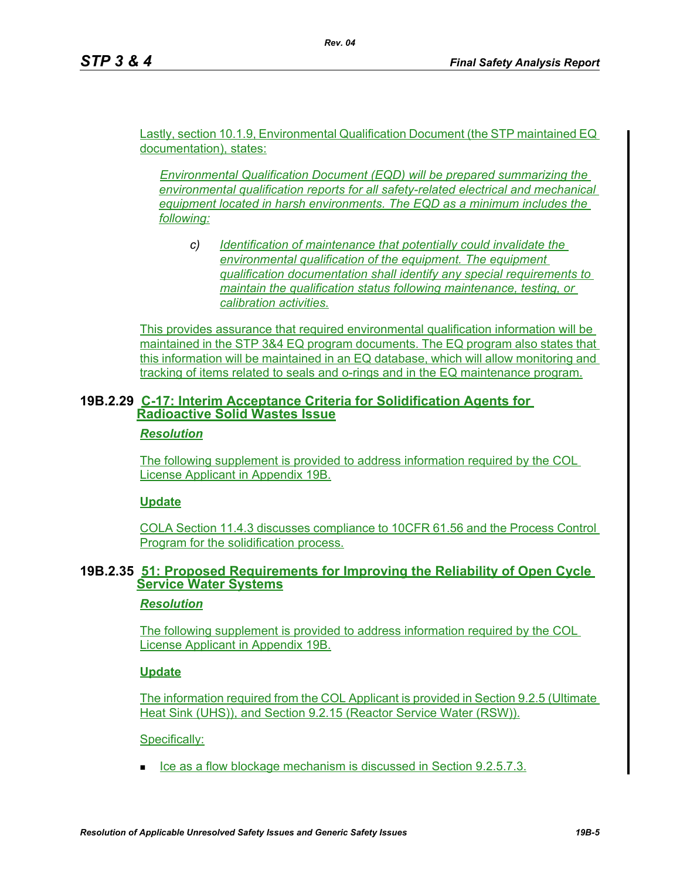Lastly, section 10.1.9, Environmental Qualification Document (the STP maintained EQ documentation), states:

> *Environmental Qualification Document (EQD) will be prepared summarizing the environmental qualification reports for all safety-related electrical and mechanical equipment located in harsh environments. The EQD as a minimum includes the following:*
>
> *c) Identification of maintenance that potentially could invalidate the environmental qualification of the equipment. The equipment qualification documentation shall identify any special requirements to maintain the qualification status following maintenance, testing, or calibration activities.*

This provides assurance that required environmental qualification information will be maintained in the STP 3&4 EQ program documents. The EQ program also states that this information will be maintained in an EQ database, which will allow monitoring and tracking of items related to seals and o-rings and in the EQ maintenance program.

## 19B.2.29 C-17: Interim Acceptance Criteria for Solidification Agents for Radioactive Solid Wastes Issue

***Resolution***

The following supplement is provided to address information required by the COL License Applicant in Appendix 19B.

**Update**

COLA Section 11.4.3 discusses compliance to 10CFR 61.56 and the Process Control Program for the solidification process.

## 19B.2.35 51: Proposed Requirements for Improving the Reliability of Open Cycle Service Water Systems

***Resolution***

The following supplement is provided to address information required by the COL License Applicant in Appendix 19B.

**Update**

The information required from the COL Applicant is provided in Section 9.2.5 (Ultimate Heat Sink (UHS)), and Section 9.2.15 (Reactor Service Water (RSW)).

Specifically:

- Ice as a flow blockage mechanism is discussed in Section 9.2.5.7.3.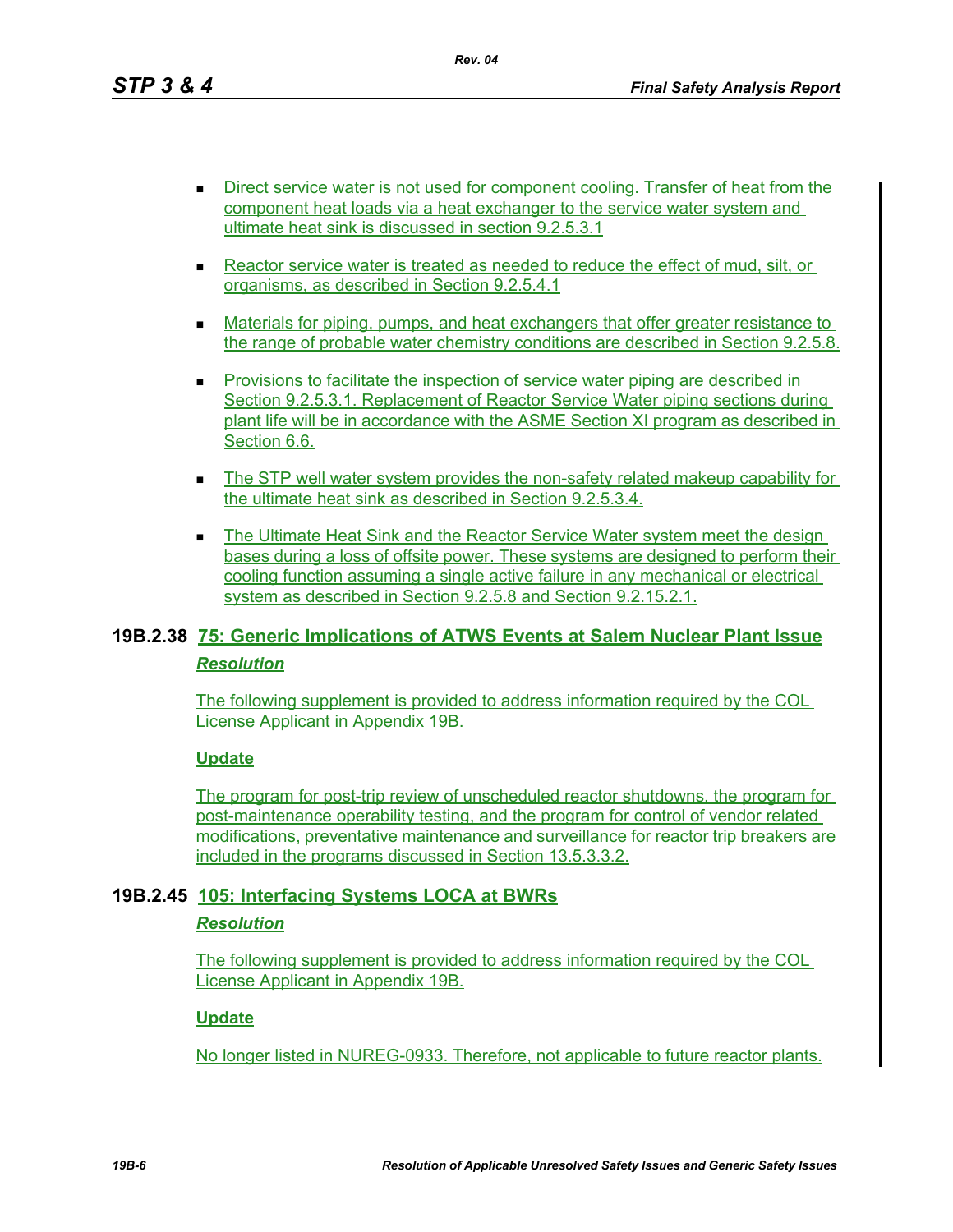- Direct service water is not used for component cooling. Transfer of heat from the component heat loads via a heat exchanger to the service water system and ultimate heat sink is discussed in section 9.2.5.3.1
- Reactor service water is treated as needed to reduce the effect of mud, silt, or organisms, as described in Section 9.2.5.4.1
- Materials for piping, pumps, and heat exchangers that offer greater resistance to the range of probable water chemistry conditions are described in Section 9.2.5.8.
- Provisions to facilitate the inspection of service water piping are described in Section 9.2.5.3.1. Replacement of Reactor Service Water piping sections during plant life will be in accordance with the ASME Section XI program as described in Section 6.6.
- The STP well water system provides the non-safety related makeup capability for the ultimate heat sink as described in Section 9.2.5.3.4.
- The Ultimate Heat Sink and the Reactor Service Water system meet the design bases during a loss of offsite power. These systems are designed to perform their cooling function assuming a single active failure in any mechanical or electrical system as described in Section 9.2.5.8 and Section 9.2.15.2.1.

## 19B.2.38 75: Generic Implications of ATWS Events at Salem Nuclear Plant Issue

***Resolution***

The following supplement is provided to address information required by the COL License Applicant in Appendix 19B.

**Update**

The program for post-trip review of unscheduled reactor shutdowns, the program for post-maintenance operability testing, and the program for control of vendor related modifications, preventative maintenance and surveillance for reactor trip breakers are included in the programs discussed in Section 13.5.3.3.2.

## 19B.2.45 105: Interfacing Systems LOCA at BWRs

***Resolution***

The following supplement is provided to address information required by the COL License Applicant in Appendix 19B.

**Update**

No longer listed in NUREG-0933. Therefore, not applicable to future reactor plants.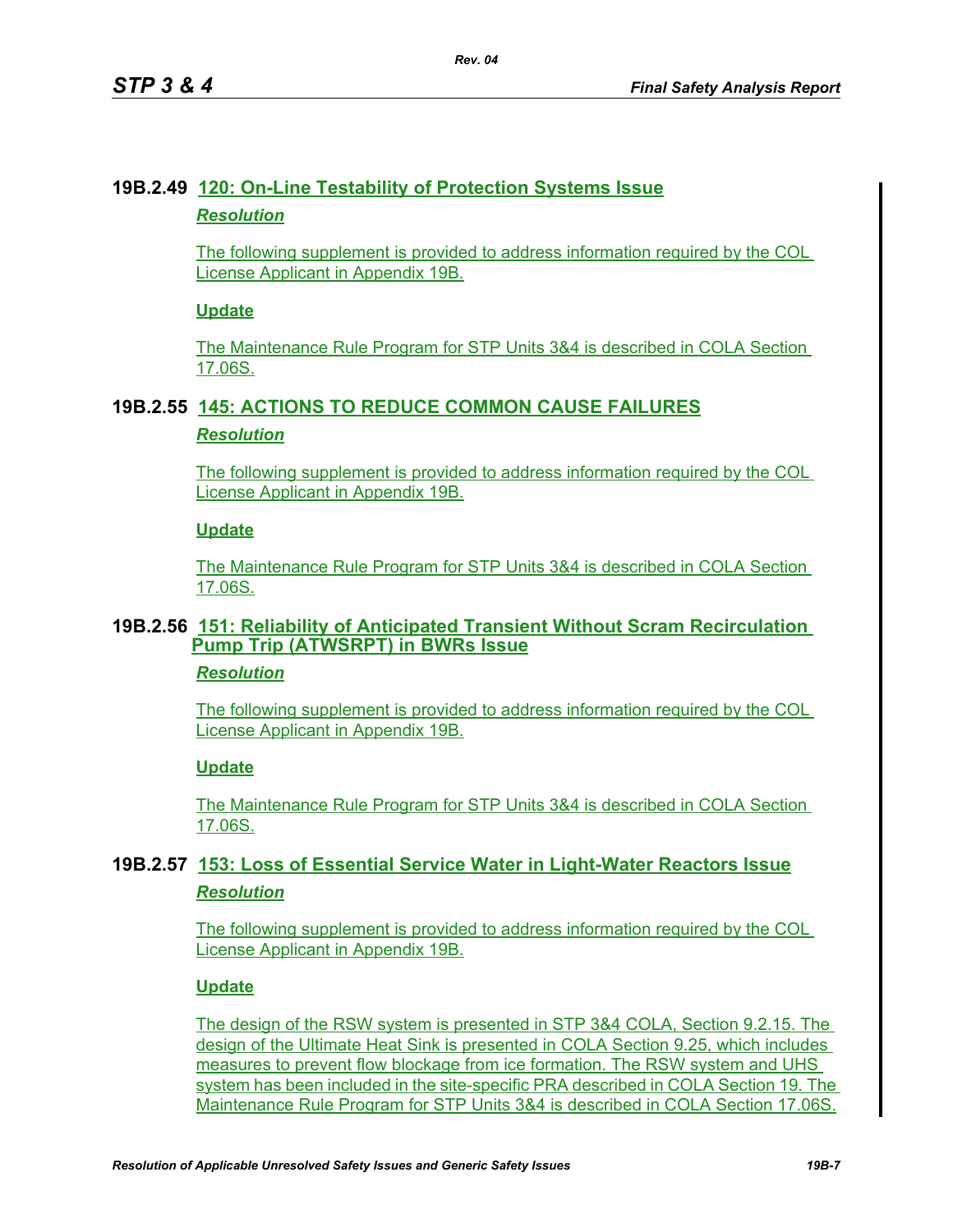## 19B.2.49 120: On-Line Testability of Protection Systems Issue

***Resolution***

The following supplement is provided to address information required by the COL License Applicant in Appendix 19B.

**Update**

The Maintenance Rule Program for STP Units 3&4 is described in COLA Section 17.06S.

## 19B.2.55 145: ACTIONS TO REDUCE COMMON CAUSE FAILURES

***Resolution***

The following supplement is provided to address information required by the COL License Applicant in Appendix 19B.

**Update**

The Maintenance Rule Program for STP Units 3&4 is described in COLA Section 17.06S.

## 19B.2.56 151: Reliability of Anticipated Transient Without Scram Recirculation Pump Trip (ATWSRPT) in BWRs Issue

***Resolution***

The following supplement is provided to address information required by the COL License Applicant in Appendix 19B.

**Update**

The Maintenance Rule Program for STP Units 3&4 is described in COLA Section 17.06S.

## 19B.2.57 153: Loss of Essential Service Water in Light-Water Reactors Issue

***Resolution***

The following supplement is provided to address information required by the COL License Applicant in Appendix 19B.

**Update**

The design of the RSW system is presented in STP 3&4 COLA, Section 9.2.15. The design of the Ultimate Heat Sink is presented in COLA Section 9.25, which includes measures to prevent flow blockage from ice formation. The RSW system and UHS system has been included in the site-specific PRA described in COLA Section 19. The Maintenance Rule Program for STP Units 3&4 is described in COLA Section 17.06S.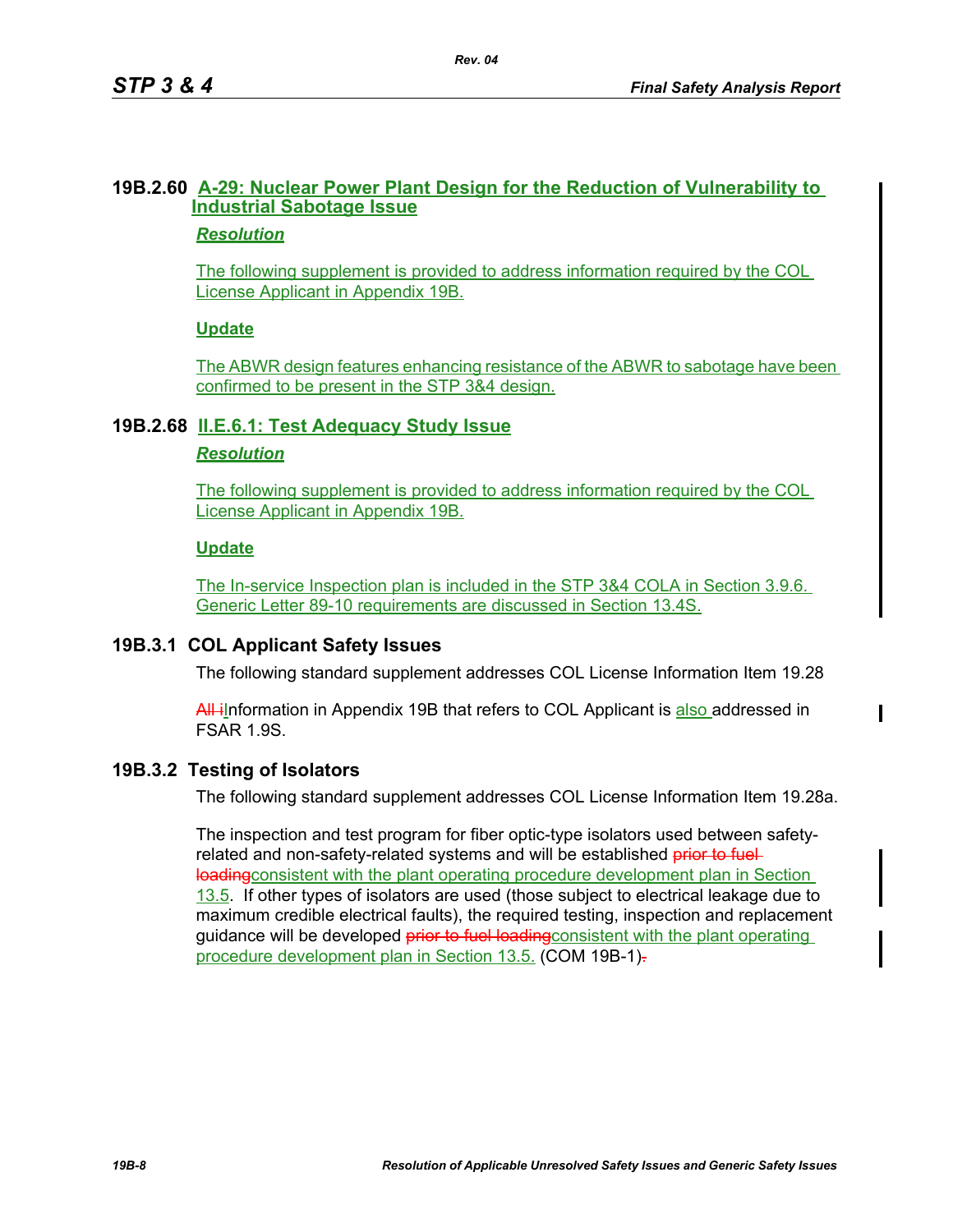### 19B.2.60 A-29: Nuclear Power Plant Design for the Reduction of Vulnerability to Industrial Sabotage Issue

***Resolution***

The following supplement is provided to address information required by the COL License Applicant in Appendix 19B.

**Update**

The ABWR design features enhancing resistance of the ABWR to sabotage have been confirmed to be present in the STP 3&4 design.

### 19B.2.68 II.E.6.1: Test Adequacy Study Issue

***Resolution***

The following supplement is provided to address information required by the COL License Applicant in Appendix 19B.

**Update**

The In-service Inspection plan is included in the STP 3&4 COLA in Section 3.9.6. Generic Letter 89-10 requirements are discussed in Section 13.4S.

### 19B.3.1 COL Applicant Safety Issues

The following standard supplement addresses COL License Information Item 19.28

~~All i~~Information in Appendix 19B that refers to COL Applicant is also addressed in FSAR 1.9S.

### 19B.3.2 Testing of Isolators

The following standard supplement addresses COL License Information Item 19.28a.

The inspection and test program for fiber optic-type isolators used between safety-related and non-safety-related systems and will be established ~~prior to fuel loading~~consistent with the plant operating procedure development plan in Section 13.5. If other types of isolators are used (those subject to electrical leakage due to maximum credible electrical faults), the required testing, inspection and replacement guidance will be developed ~~prior to fuel loading~~consistent with the plant operating procedure development plan in Section 13.5. (COM 19B-1)~~.~~